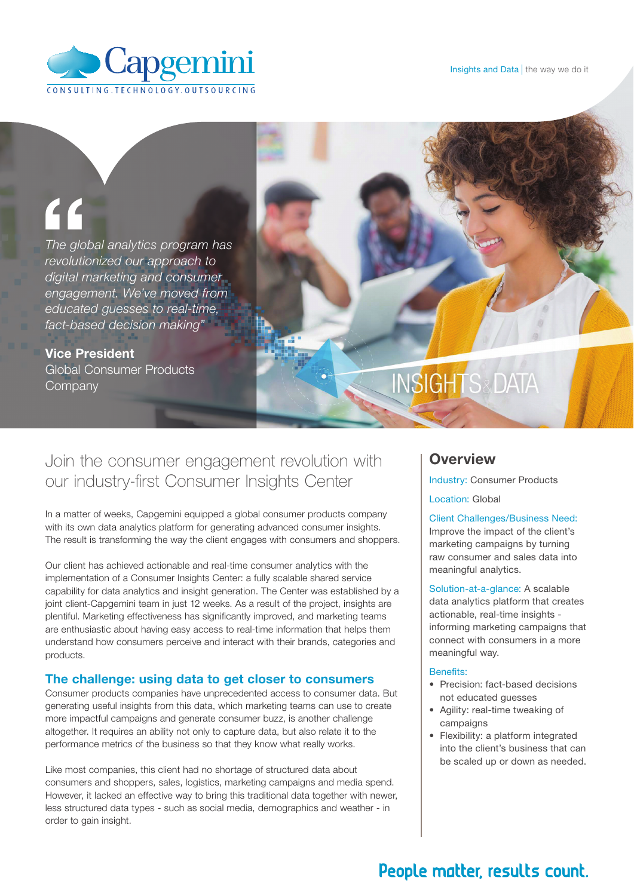Capgemini
CONSULTING.TECHNOLOGY.OUTSOURCING

Insights and Data | the way we do it

*"The global analytics program has revolutionized our approach to digital marketing and consumer engagement. We've moved from educated guesses to real-time, fact-based decision making"*

**Vice President**
Global Consumer Products Company

INSIGHTS & DATA

# Join the consumer engagement revolution with our industry-first Consumer Insights Center

In a matter of weeks, Capgemini equipped a global consumer products company with its own data analytics platform for generating advanced consumer insights. The result is transforming the way the client engages with consumers and shoppers.

Our client has achieved actionable and real-time consumer analytics with the implementation of a Consumer Insights Center: a fully scalable shared service capability for data analytics and insight generation. The Center was established by a joint client-Capgemini team in just 12 weeks. As a result of the project, insights are plentiful. Marketing effectiveness has significantly improved, and marketing teams are enthusiastic about having easy access to real-time information that helps them understand how consumers perceive and interact with their brands, categories and products.

## The challenge: using data to get closer to consumers

Consumer products companies have unprecedented access to consumer data. But generating useful insights from this data, which marketing teams can use to create more impactful campaigns and generate consumer buzz, is another challenge altogether. It requires an ability not only to capture data, but also relate it to the performance metrics of the business so that they know what really works.

Like most companies, this client had no shortage of structured data about consumers and shoppers, sales, logistics, marketing campaigns and media spend. However, it lacked an effective way to bring this traditional data together with newer, less structured data types - such as social media, demographics and weather - in order to gain insight.

## Overview

Industry: Consumer Products

Location: Global

Client Challenges/Business Need: Improve the impact of the client's marketing campaigns by turning raw consumer and sales data into meaningful analytics.

Solution-at-a-glance: A scalable data analytics platform that creates actionable, real-time insights - informing marketing campaigns that connect with consumers in a more meaningful way.

Benefits:

- Precision: fact-based decisions not educated guesses
- Agility: real-time tweaking of campaigns
- Flexibility: a platform integrated into the client's business that can be scaled up or down as needed.

People matter, results count.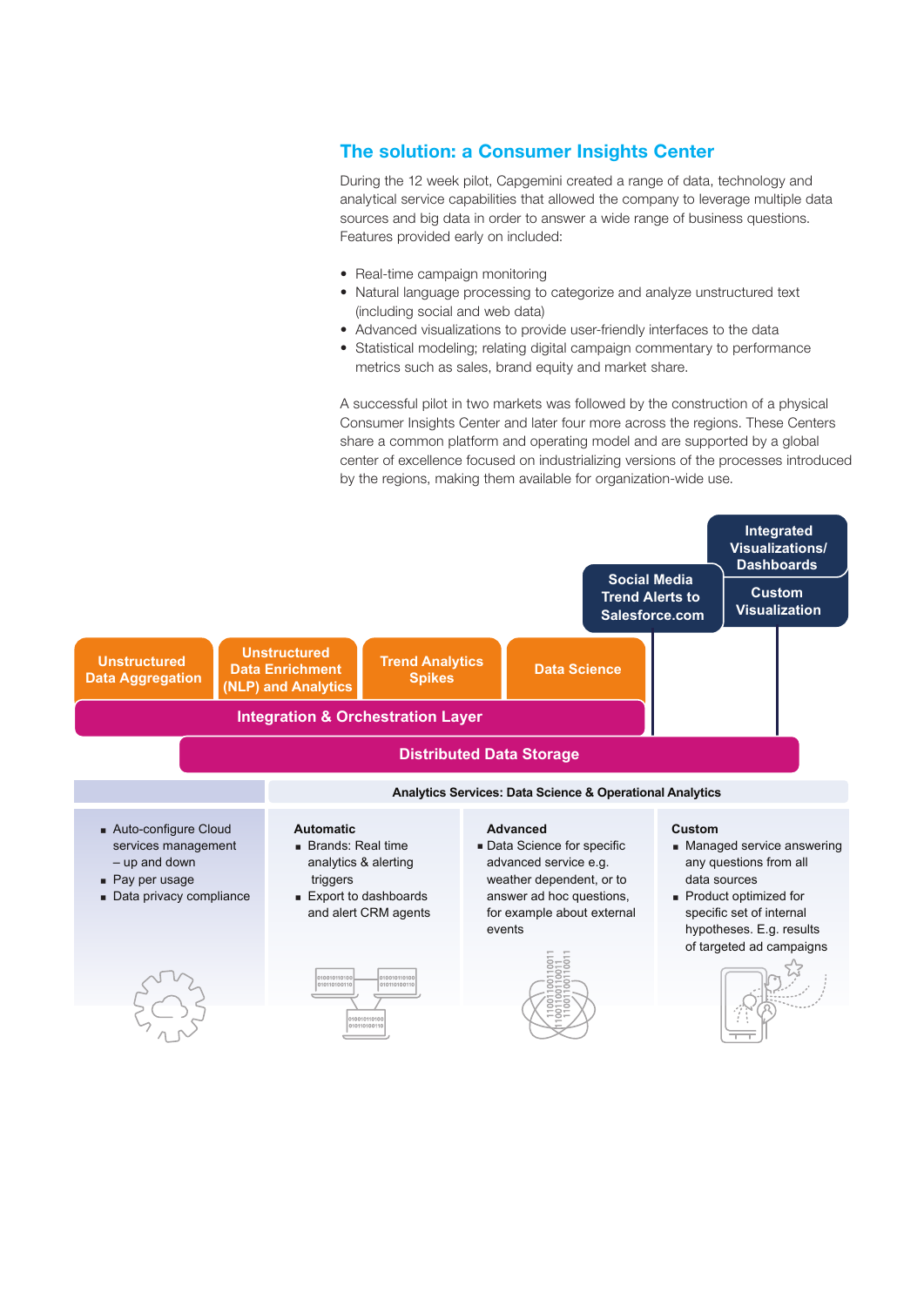## The solution: a Consumer Insights Center

During the 12 week pilot, Capgemini created a range of data, technology and analytical service capabilities that allowed the company to leverage multiple data sources and big data in order to answer a wide range of business questions. Features provided early on included:

- Real-time campaign monitoring
- Natural language processing to categorize and analyze unstructured text (including social and web data)
- Advanced visualizations to provide user-friendly interfaces to the data
- Statistical modeling; relating digital campaign commentary to performance metrics such as sales, brand equity and market share.

A successful pilot in two markets was followed by the construction of a physical Consumer Insights Center and later four more across the regions. These Centers share a common platform and operating model and are supported by a global center of excellence focused on industrializing versions of the processes introduced by the regions, making them available for organization-wide use.

**Integrated Visualizations/ Dashboards**

**Social Media Trend Alerts to Salesforce.com**

**Custom Visualization**

**Unstructured Data Aggregation** | **Unstructured Data Enrichment (NLP) and Analytics** | **Trend Analytics Spikes** | **Data Science**

**Integration & Orchestration Layer**

**Distributed Data Storage**

**Analytics Services: Data Science & Operational Analytics**

- Auto-configure Cloud services management – up and down
- Pay per usage
- Data privacy compliance

**Automatic**

- Brands: Real time analytics & alerting triggers
- Export to dashboards and alert CRM agents

**Advanced**

- Data Science for specific advanced services e.g. weather dependent, or to answer ad hoc questions, for example about external events

**Custom**

- Managed service answering any questions from all data sources
- Product optimized for specific set of internal hypotheses. E.g. results of targeted ad campaigns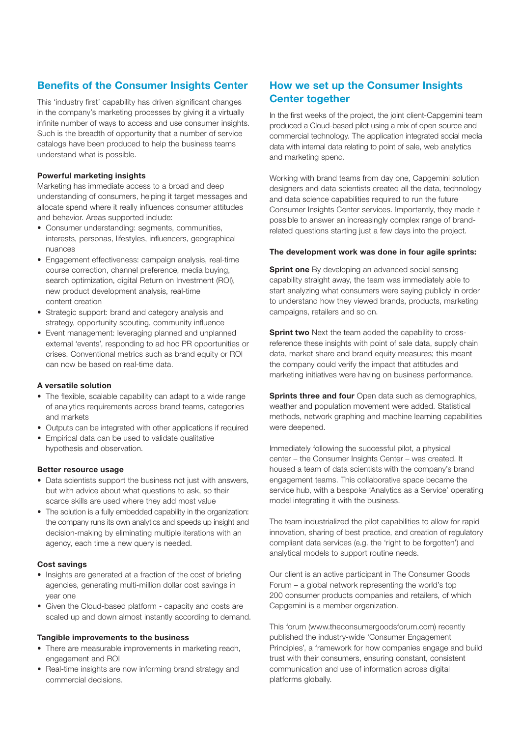## Benefits of the Consumer Insights Center

This 'industry first' capability has driven significant changes in the company's marketing processes by giving it a virtually infinite number of ways to access and use consumer insights. Such is the breadth of opportunity that a number of service catalogs have been produced to help the business teams understand what is possible.

**Powerful marketing insights**

Marketing has immediate access to a broad and deep understanding of consumers, helping it target messages and allocate spend where it really influences consumer attitudes and behavior. Areas supported include:

- Consumer understanding: segments, communities, interests, personas, lifestyles, influencers, geographical nuances
- Engagement effectiveness: campaign analysis, real-time course correction, channel preference, media buying, search optimization, digital Return on Investment (ROI), new product development analysis, real-time content creation
- Strategic support: brand and category analysis and strategy, opportunity scouting, community influence
- Event management: leveraging planned and unplanned external 'events', responding to ad hoc PR opportunities or crises. Conventional metrics such as brand equity or ROI can now be based on real-time data.

**A versatile solution**

- The flexible, scalable capability can adapt to a wide range of analytics requirements across brand teams, categories and markets
- Outputs can be integrated with other applications if required
- Empirical data can be used to validate qualitative hypothesis and observation.

**Better resource usage**

- Data scientists support the business not just with answers, but with advice about what questions to ask, so their scarce skills are used where they add most value
- The solution is a fully embedded capability in the organization: the company runs its own analytics and speeds up insight and decision-making by eliminating multiple iterations with an agency, each time a new query is needed.

**Cost savings**

- Insights are generated at a fraction of the cost of briefing agencies, generating multi-million dollar cost savings in year one
- Given the Cloud-based platform - capacity and costs are scaled up and down almost instantly according to demand.

**Tangible improvements to the business**

- There are measurable improvements in marketing reach, engagement and ROI
- Real-time insights are now informing brand strategy and commercial decisions.

## How we set up the Consumer Insights Center together

In the first weeks of the project, the joint client-Capgemini team produced a Cloud-based pilot using a mix of open source and commercial technology. The application integrated social media data with internal data relating to point of sale, web analytics and marketing spend.

Working with brand teams from day one, Capgemini solution designers and data scientists created all the data, technology and data science capabilities required to run the future Consumer Insights Center services. Importantly, they made it possible to answer an increasingly complex range of brand-related questions starting just a few days into the project.

**The development work was done in four agile sprints:**

**Sprint one** By developing an advanced social sensing capability straight away, the team was immediately able to start analyzing what consumers were saying publicly in order to understand how they viewed brands, products, marketing campaigns, retailers and so on.

**Sprint two** Next the team added the capability to cross-reference these insights with point of sale data, supply chain data, market share and brand equity measures; this meant the company could verify the impact that attitudes and marketing initiatives were having on business performance.

**Sprints three and four** Open data such as demographics, weather and population movement were added. Statistical methods, network graphing and machine learning capabilities were deepened.

Immediately following the successful pilot, a physical center – the Consumer Insights Center – was created. It housed a team of data scientists with the company's brand engagement teams. This collaborative space became the service hub, with a bespoke 'Analytics as a Service' operating model integrating it with the business.

The team industrialized the pilot capabilities to allow for rapid innovation, sharing of best practice, and creation of regulatory compliant data services (e.g. the 'right to be forgotten') and analytical models to support routine needs.

Our client is an active participant in The Consumer Goods Forum – a global network representing the world's top 200 consumer products companies and retailers, of which Capgemini is a member organization.

This forum (www.theconsumergoodsforum.com) recently published the industry-wide 'Consumer Engagement Principles', a framework for how companies engage and build trust with their consumers, ensuring constant, consistent communication and use of information across digital platforms globally.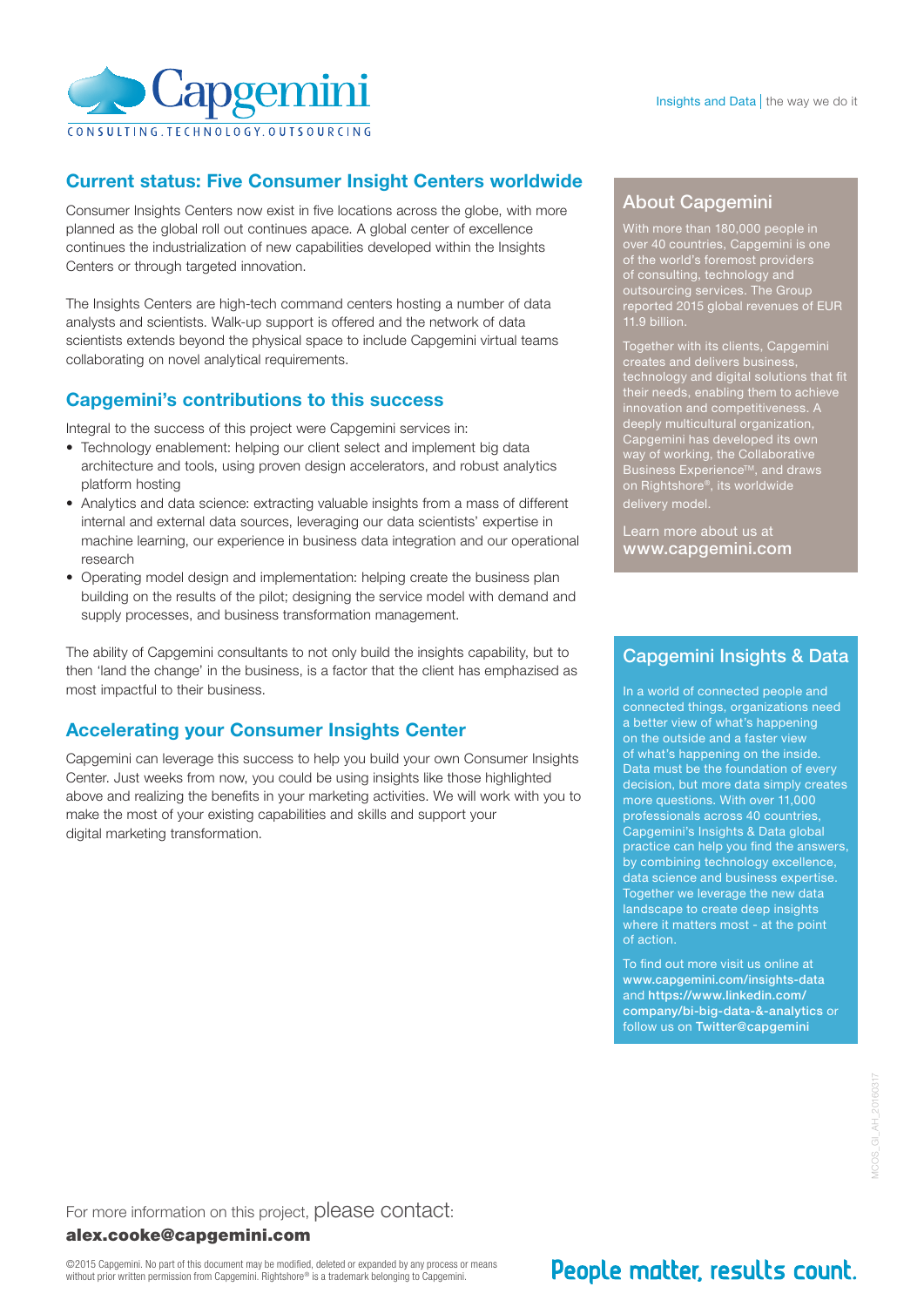## Current status: Five Consumer Insight Centers worldwide

Consumer Insights Centers now exist in five locations across the globe, with more planned as the global roll out continues apace. A global center of excellence continues the industrialization of new capabilities developed within the Insights Centers or through targeted innovation.

The Insights Centers are high-tech command centers hosting a number of data analysts and scientists. Walk-up support is offered and the network of data scientists extends beyond the physical space to include Capgemini virtual teams collaborating on novel analytical requirements.

## Capgemini's contributions to this success

Integral to the success of this project were Capgemini services in:

- Technology enablement: helping our client select and implement big data architecture and tools, using proven design accelerators, and robust analytics platform hosting
- Analytics and data science: extracting valuable insights from a mass of different internal and external data sources, leveraging our data scientists' expertise in machine learning, our experience in business data integration and our operational research
- Operating model design and implementation: helping create the business plan building on the results of the pilot; designing the service model with demand and supply processes, and business transformation management.

The ability of Capgemini consultants to not only build the insights capability, but to then 'land the change' in the business, is a factor that the client has emphasized as most impactful to their business.

## Accelerating your Consumer Insights Center

Capgemini can leverage this success to help you build your own Consumer Insights Center. Just weeks from now, you could be using insights like those highlighted above and realizing the benefits in your marketing activities. We will work with you to make the most of your existing capabilities and skills and support your digital marketing transformation.

## About Capgemini

With more than 180,000 people in over 40 countries, Capgemini is one of the world's foremost providers of consulting, technology and outsourcing services. The Group reported 2015 global revenues of EUR 11.9 billion.

Together with its clients, Capgemini creates and delivers business, technology and digital solutions that fit their needs, enabling them to achieve innovation and competitiveness. A deeply multicultural organization, Capgemini has developed its own way of working, the Collaborative Business Experience™, and draws on Rightshore®, its worldwide delivery model.

Learn more about us at
**www.capgemini.com**

## Capgemini Insights & Data

In a world of connected people and connected things, organizations need a better view of what's happening on the outside and a faster view of what's happening on the inside. Data must be the foundation of every decision, but more data simply creates more questions. With over 11,000 professionals across 40 countries, Capgemini's Insights & Data global practice can help you find the answers, by combining technology excellence, data science and business expertise. Together we leverage the new data landscape to create deep insights where it matters most - at the point of action.

To find out more visit us online at **www.capgemini.com/insights-data** and **https://www.linkedin.com/company/bi-big-data-&-analytics** or follow us on **Twitter@capgemini**

For more information on this project, please contact:
**alex.cooke@capgemini.com**

©2015 Capgemini. No part of this document may be modified, deleted or expanded by any process or means without prior written permission from Capgemini. Rightshore® is a trademark belonging to Capgemini.

People matter, results count.